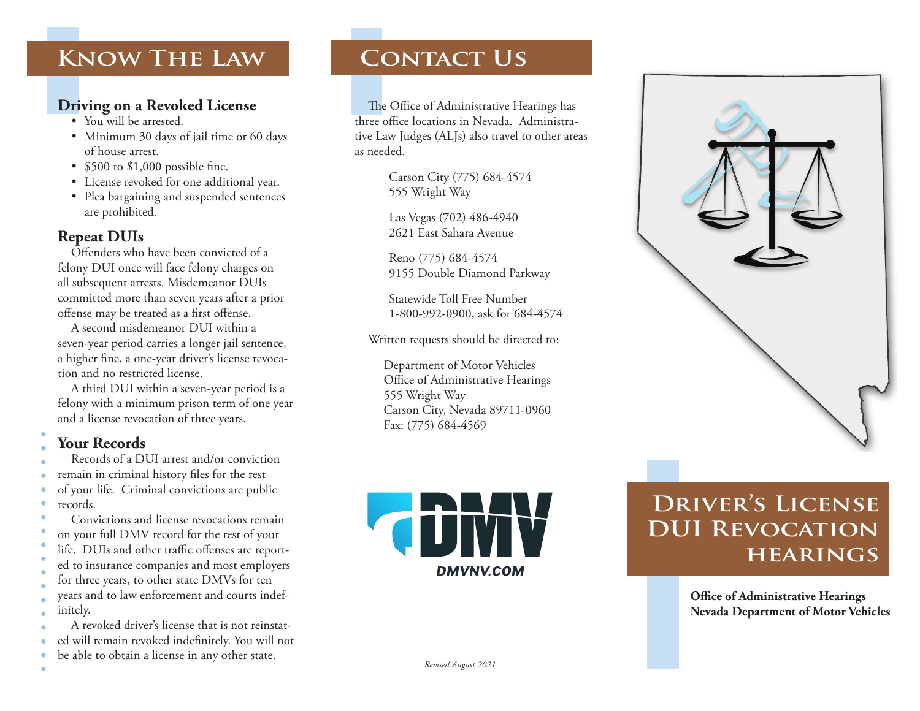## Know The Law

### Driving on a Revoked License

- You will be arrested.
- Minimum 30 days of jail time or 60 days of house arrest.
- $500 to $1,000 possible fine.
- License revoked for one additional year.
- Plea bargaining and suspended sentences are prohibited.

### Repeat DUIs

Offenders who have been convicted of a felony DUI once will face felony charges on all subsequent arrests. Misdemeanor DUIs committed more than seven years after a prior offense may be treated as a first offense.

A second misdemeanor DUI within a seven-year period carries a longer jail sentence, a higher fine, a one-year driver's license revocation and no restricted license.

A third DUI within a seven-year period is a felony with a minimum prison term of one year and a license revocation of three years.

### Your Records

Records of a DUI arrest and/or conviction remain in criminal history files for the rest of your life. Criminal convictions are public records.

Convictions and license revocations remain on your full DMV record for the rest of your life. DUIs and other traffic offenses are reported to insurance companies and most employers for three years, to other state DMVs for ten years and to law enforcement and courts indefinitely.

A revoked driver's license that is not reinstated will remain revoked indefinitely. You will not be able to obtain a license in any other state.

## Contact Us

The Office of Administrative Hearings has three office locations in Nevada. Administrative Law Judges (ALJs) also travel to other areas as needed.

Carson City (775) 684-4574
555 Wright Way

Las Vegas (702) 486-4940
2621 East Sahara Avenue

Reno (775) 684-4574
9155 Double Diamond Parkway

Statewide Toll Free Number
1-800-992-0900, ask for 684-4574

Written requests should be directed to:

Department of Motor Vehicles
Office of Administrative Hearings
555 Wright Way
Carson City, Nevada 89711-0960
Fax: (775) 684-4569

DMV
DMVNV.COM

*Revised August 2021*

# Driver's License DUI Revocation Hearings

**Office of Administrative Hearings**
**Nevada Department of Motor Vehicles**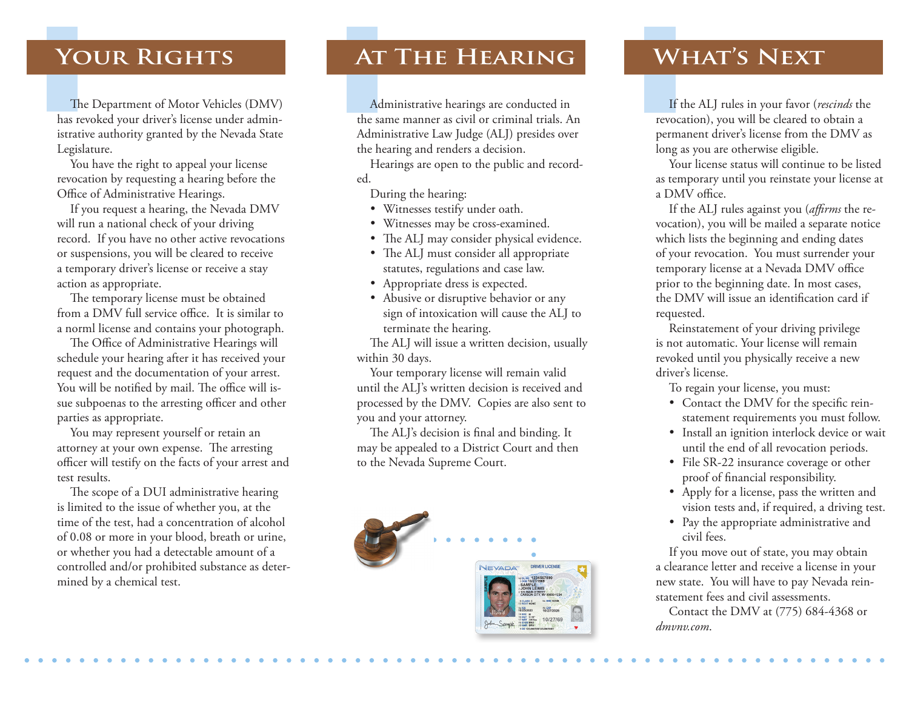## Your Rights

The Department of Motor Vehicles (DMV) has revoked your driver's license under administrative authority granted by the Nevada State Legislature.

You have the right to appeal your license revocation by requesting a hearing before the Office of Administrative Hearings.

If you request a hearing, the Nevada DMV will run a national check of your driving record. If you have no other active revocations or suspensions, you will be cleared to receive a temporary driver's license or receive a stay action as appropriate.

The temporary license must be obtained from a DMV full service office. It is similar to a norml license and contains your photograph.

The Office of Administrative Hearings will schedule your hearing after it has received your request and the documentation of your arrest. You will be notified by mail. The office will issue subpoenas to the arresting officer and other parties as appropriate.

You may represent yourself or retain an attorney at your own expense. The arresting officer will testify on the facts of your arrest and test results.

The scope of a DUI administrative hearing is limited to the issue of whether you, at the time of the test, had a concentration of alcohol of 0.08 or more in your blood, breath or urine, or whether you had a detectable amount of a controlled and/or prohibited substance as determined by a chemical test.

## At The Hearing

Administrative hearings are conducted in the same manner as civil or criminal trials. An Administrative Law Judge (ALJ) presides over the hearing and renders a decision.

Hearings are open to the public and recorded.

During the hearing:

- Witnesses testify under oath.
- Witnesses may be cross-examined.
- The ALJ may consider physical evidence.
- The ALJ must consider all appropriate statutes, regulations and case law.
- Appropriate dress is expected.
- Abusive or disruptive behavior or any sign of intoxication will cause the ALJ to terminate the hearing.

The ALJ will issue a written decision, usually within 30 days.

Your temporary license will remain valid until the ALJ's written decision is received and processed by the DMV. Copies are also sent to you and your attorney.

The ALJ's decision is final and binding. It may be appealed to a District Court and then to the Nevada Supreme Court.

## What's Next

If the ALJ rules in your favor (*rescinds* the revocation), you will be cleared to obtain a permanent driver's license from the DMV as long as you are otherwise eligible.

Your license status will continue to be listed as temporary until you reinstate your license at a DMV office.

If the ALJ rules against you (*affirms* the revocation), you will be mailed a separate notice which lists the beginning and ending dates of your revocation. You must surrender your temporary license at a Nevada DMV office prior to the beginning date. In most cases, the DMV will issue an identification card if requested.

Reinstatement of your driving privilege is not automatic. Your license will remain revoked until you physically receive a new driver's license.

To regain your license, you must:

- Contact the DMV for the specific reinstatement requirements you must follow.
- Install an ignition interlock device or wait until the end of all revocation periods.
- File SR-22 insurance coverage or other proof of financial responsibility.
- Apply for a license, pass the written and vision tests and, if required, a driving test.
- Pay the appropriate administrative and civil fees.

If you move out of state, you may obtain a clearance letter and receive a license in your new state. You will have to pay Nevada reinstatement fees and civil assessments.

Contact the DMV at (775) 684-4368 or *dmvnv.com*.